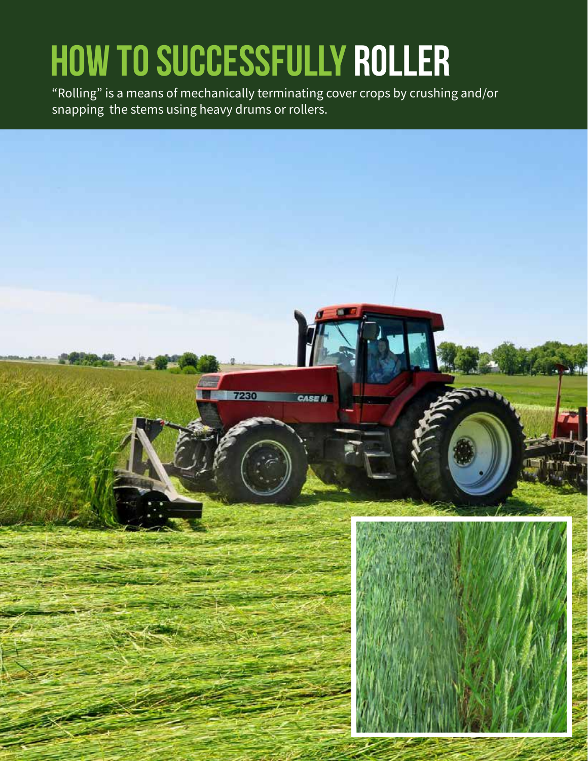# HOW TO SUCCESSFULLY ROLLER

"Rolling" is a means of mechanically terminating cover crops by crushing and/or snapping  the stems using heavy drums or rollers.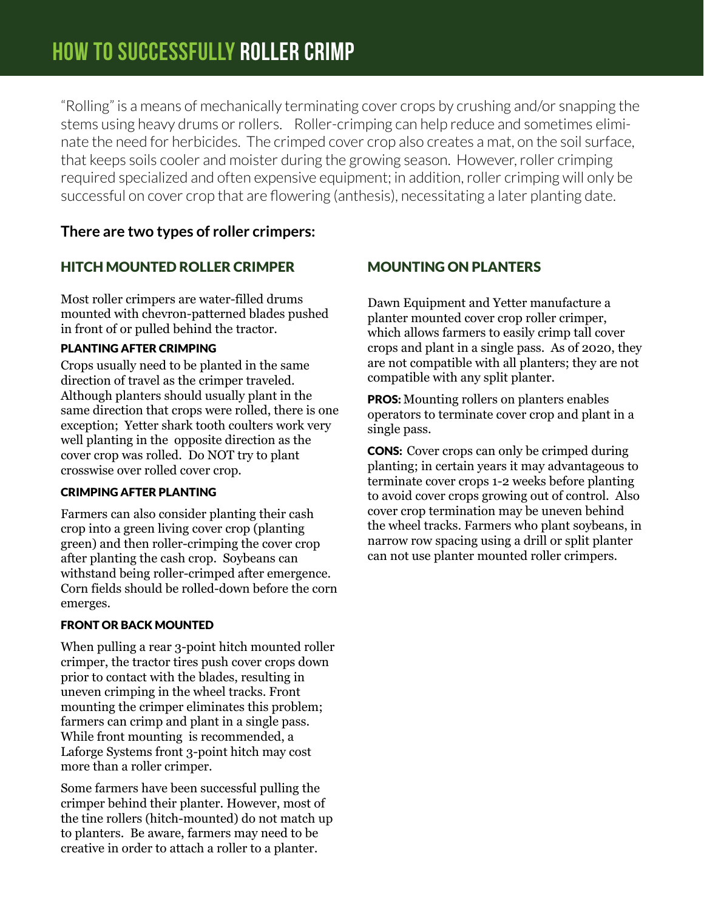# HOW TO SUCCESSFULLY ROLLER CRIMP

"Rolling" is a means of mechanically terminating cover crops by crushing and/or snapping the stems using heavy drums or rollers. Roller-crimping can help reduce and sometimes eliminate the need for herbicides. The crimped cover crop also creates a mat, on the soil surface, that keeps soils cooler and moister during the growing season. However, roller crimping required specialized and often expensive equipment; in addition, roller crimping will only be successful on cover crop that are flowering (anthesis), necessitating a later planting date.

**There are two types of roller crimpers:**

## HITCH MOUNTED ROLLER CRIMPER

Most roller crimpers are water-filled drums mounted with chevron-patterned blades pushed in front of or pulled behind the tractor.

### PLANTING AFTER CRIMPING

Crops usually need to be planted in the same direction of travel as the crimper traveled. Although planters should usually plant in the same direction that crops were rolled, there is one exception; Yetter shark tooth coulters work very well planting in the opposite direction as the cover crop was rolled. Do NOT try to plant crosswise over rolled cover crop.

### CRIMPING AFTER PLANTING

Farmers can also consider planting their cash crop into a green living cover crop (planting green) and then roller-crimping the cover crop after planting the cash crop. Soybeans can withstand being roller-crimped after emergence. Corn fields should be rolled-down before the corn emerges.

### FRONT OR BACK MOUNTED

When pulling a rear 3-point hitch mounted roller crimper, the tractor tires push cover crops down prior to contact with the blades, resulting in uneven crimping in the wheel tracks. Front mounting the crimper eliminates this problem; farmers can crimp and plant in a single pass. While front mounting is recommended, a Laforge Systems front 3-point hitch may cost more than a roller crimper.

Some farmers have been successful pulling the crimper behind their planter. However, most of the tine rollers (hitch-mounted) do not match up to planters. Be aware, farmers may need to be creative in order to attach a roller to a planter.

## MOUNTING ON PLANTERS

Dawn Equipment and Yetter manufacture a planter mounted cover crop roller crimper, which allows farmers to easily crimp tall cover crops and plant in a single pass. As of 2020, they are not compatible with all planters; they are not compatible with any split planter.

**PROS:** Mounting rollers on planters enables operators to terminate cover crop and plant in a single pass.

**CONS:** Cover crops can only be crimped during planting; in certain years it may advantageous to terminate cover crops 1-2 weeks before planting to avoid cover crops growing out of control. Also cover crop termination may be uneven behind the wheel tracks. Farmers who plant soybeans, in narrow row spacing using a drill or split planter can not use planter mounted roller crimpers.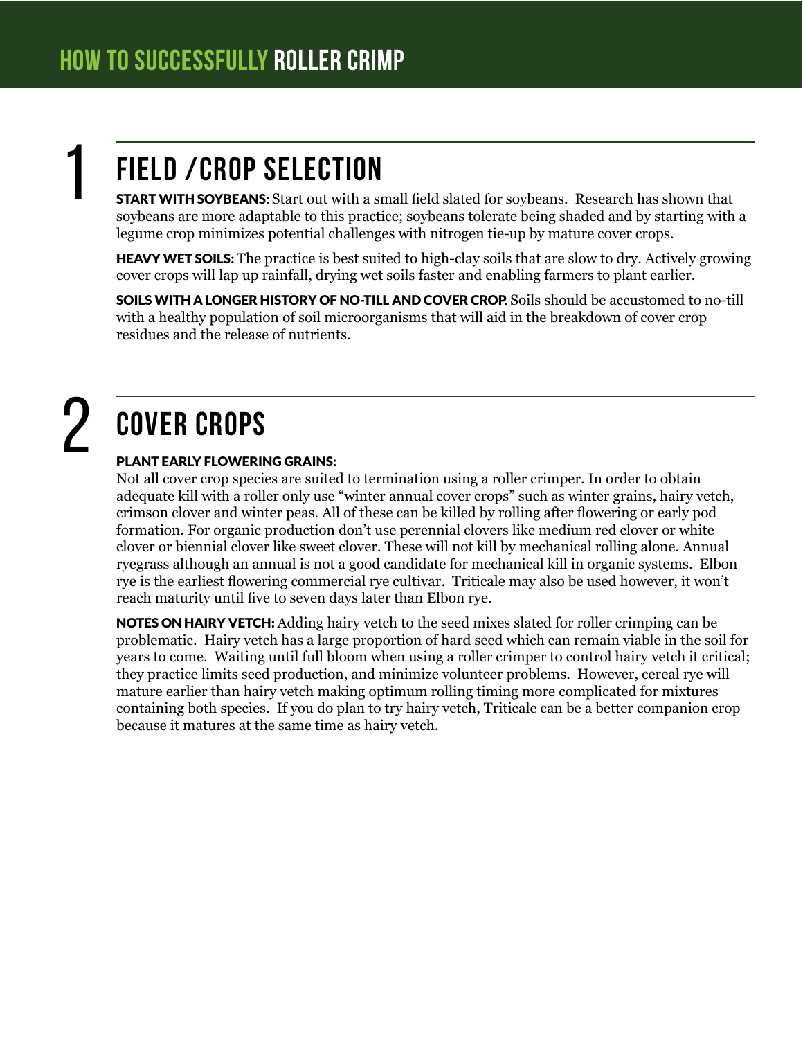# HOW TO SUCCESSFULLY ROLLER CRIMP

## 1 FIELD /CROP SELECTION

**START WITH SOYBEANS:** Start out with a small field slated for soybeans. Research has shown that soybeans are more adaptable to this practice; soybeans tolerate being shaded and by starting with a legume crop minimizes potential challenges with nitrogen tie-up by mature cover crops.

**HEAVY WET SOILS:** The practice is best suited to high-clay soils that are slow to dry. Actively growing cover crops will lap up rainfall, drying wet soils faster and enabling farmers to plant earlier.

**SOILS WITH A LONGER HISTORY OF NO-TILL AND COVER CROP.** Soils should be accustomed to no-till with a healthy population of soil microorganisms that will aid in the breakdown of cover crop residues and the release of nutrients.

## 2 COVER CROPS

**PLANT EARLY FLOWERING GRAINS:**
Not all cover crop species are suited to termination using a roller crimper. In order to obtain adequate kill with a roller only use "winter annual cover crops" such as winter grains, hairy vetch, crimson clover and winter peas. All of these can be killed by rolling after flowering or early pod formation. For organic production don't use perennial clovers like medium red clover or white clover or biennial clover like sweet clover. These will not kill by mechanical rolling alone. Annual ryegrass although an annual is not a good candidate for mechanical kill in organic systems. Elbon rye is the earliest flowering commercial rye cultivar. Triticale may also be used however, it won't reach maturity until five to seven days later than Elbon rye.

**NOTES ON HAIRY VETCH:** Adding hairy vetch to the seed mixes slated for roller crimping can be problematic. Hairy vetch has a large proportion of hard seed which can remain viable in the soil for years to come. Waiting until full bloom when using a roller crimper to control hairy vetch it critical; they practice limits seed production, and minimize volunteer problems. However, cereal rye will mature earlier than hairy vetch making optimum rolling timing more complicated for mixtures containing both species. If you do plan to try hairy vetch, Triticale can be a better companion crop because it matures at the same time as hairy vetch.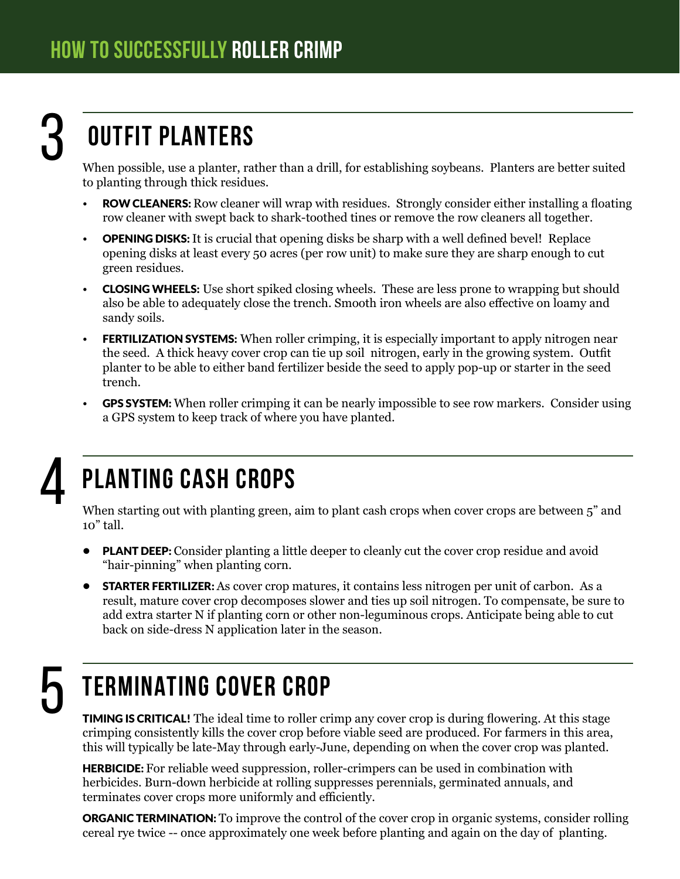# HOW TO SUCCESSFULLY ROLLER CRIMP

## 3 OUTFIT PLANTERS

When possible, use a planter, rather than a drill, for establishing soybeans. Planters are better suited to planting through thick residues.

- **ROW CLEANERS:** Row cleaner will wrap with residues. Strongly consider either installing a floating row cleaner with swept back to shark-toothed tines or remove the row cleaners all together.
- **OPENING DISKS:** It is crucial that opening disks be sharp with a well defined bevel! Replace opening disks at least every 50 acres (per row unit) to make sure they are sharp enough to cut green residues.
- **CLOSING WHEELS:** Use short spiked closing wheels. These are less prone to wrapping but should also be able to adequately close the trench. Smooth iron wheels are also effective on loamy and sandy soils.
- **FERTILIZATION SYSTEMS:** When roller crimping, it is especially important to apply nitrogen near the seed. A thick heavy cover crop can tie up soil nitrogen, early in the growing system. Outfit planter to be able to either band fertilizer beside the seed to apply pop-up or starter in the seed trench.
- **GPS SYSTEM:** When roller crimping it can be nearly impossible to see row markers. Consider using a GPS system to keep track of where you have planted.

## 4 PLANTING CASH CROPS

When starting out with planting green, aim to plant cash crops when cover crops are between 5" and 10" tall.

- **PLANT DEEP:** Consider planting a little deeper to cleanly cut the cover crop residue and avoid "hair-pinning" when planting corn.
- **STARTER FERTILIZER:** As cover crop matures, it contains less nitrogen per unit of carbon. As a result, mature cover crop decomposes slower and ties up soil nitrogen. To compensate, be sure to add extra starter N if planting corn or other non-leguminous crops. Anticipate being able to cut back on side-dress N application later in the season.

## 5 TERMINATING COVER CROP

**TIMING IS CRITICAL!** The ideal time to roller crimp any cover crop is during flowering. At this stage crimping consistently kills the cover crop before viable seed are produced. For farmers in this area, this will typically be late-May through early-June, depending on when the cover crop was planted.

**HERBICIDE:** For reliable weed suppression, roller-crimpers can be used in combination with herbicides. Burn-down herbicide at rolling suppresses perennials, germinated annuals, and terminates cover crops more uniformly and efficiently.

**ORGANIC TERMINATION:** To improve the control of the cover crop in organic systems, consider rolling cereal rye twice -- once approximately one week before planting and again on the day of planting.